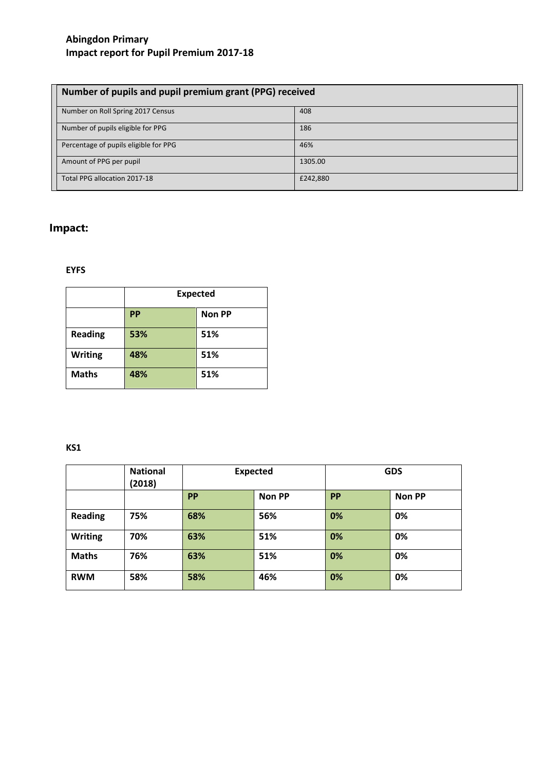# Abingdon Primary
# Impact report for Pupil Premium 2017-18

| Number of pupils and pupil premium grant (PPG) received | |
|---|---|
| Number on Roll Spring 2017 Census | 408 |
| Number of pupils eligible for PPG | 186 |
| Percentage of pupils eligible for PPG | 46% |
| Amount of PPG per pupil | 1305.00 |
| Total PPG allocation 2017-18 | £242,880 |

## Impact:

### EYFS

| | Expected | |
|---|---|---|
| | **PP** | **Non PP** |
| **Reading** | **53%** | **51%** |
| **Writing** | **48%** | **51%** |
| **Maths** | **48%** | **51%** |

### KS1

| | National (2018) | Expected | | GDS | |
|---|---|---|---|---|---|
| | | **PP** | **Non PP** | **PP** | **Non PP** |
| **Reading** | **75%** | **68%** | **56%** | **0%** | **0%** |
| **Writing** | **70%** | **63%** | **51%** | **0%** | **0%** |
| **Maths** | **76%** | **63%** | **51%** | **0%** | **0%** |
| **RWM** | **58%** | **58%** | **46%** | **0%** | **0%** |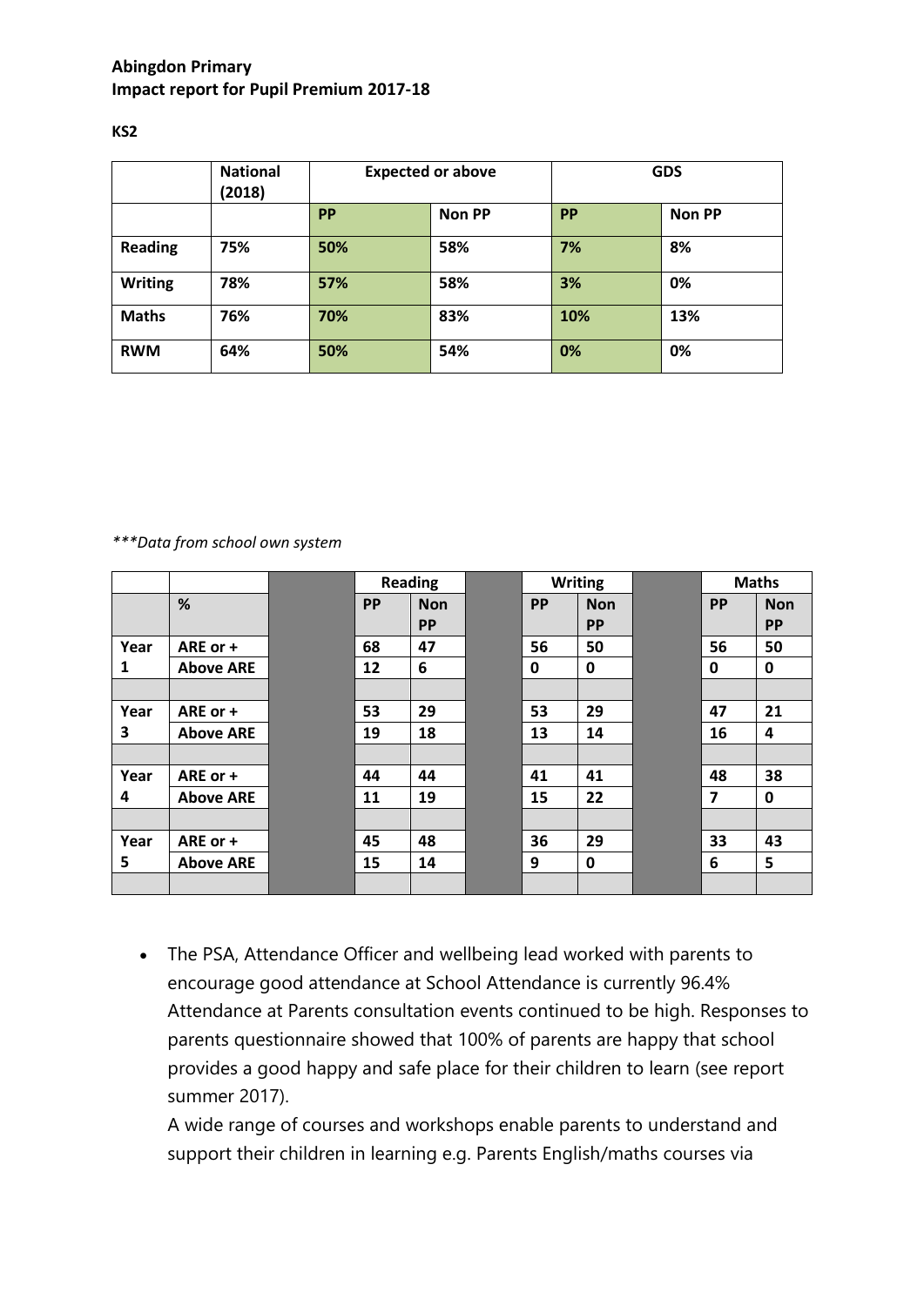**Abingdon Primary**
**Impact report for Pupil Premium 2017-18**

**KS2**

| | National (2018) | Expected or above | | GDS | |
|---|---|---|---|---|---|
| | | PP | Non PP | PP | Non PP |
| **Reading** | 75% | 50% | 58% | 7% | 8% |
| **Writing** | 78% | 57% | 58% | 3% | 0% |
| **Maths** | 76% | 70% | 83% | 10% | 13% |
| **RWM** | 64% | 50% | 54% | 0% | 0% |

*\*\*\*Data from school own system*

| | | | Reading | | | Writing | | | Maths | |
|---|---|---|---|---|---|---|---|---|---|---|
| | % | | PP | Non PP | | PP | Non PP | | PP | Non PP |
| Year 1 | ARE or + | | 68 | 47 | | 56 | 50 | | 56 | 50 |
| | Above ARE | | 12 | 6 | | 0 | 0 | | 0 | 0 |
| | | | | | | | | | | |
| Year 3 | ARE or + | | 53 | 29 | | 53 | 29 | | 47 | 21 |
| | Above ARE | | 19 | 18 | | 13 | 14 | | 16 | 4 |
| | | | | | | | | | | |
| Year 4 | ARE or + | | 44 | 44 | | 41 | 41 | | 48 | 38 |
| | Above ARE | | 11 | 19 | | 15 | 22 | | 7 | 0 |
| | | | | | | | | | | |
| Year 5 | ARE or + | | 45 | 48 | | 36 | 29 | | 33 | 43 |
| | Above ARE | | 15 | 14 | | 9 | 0 | | 6 | 5 |
| | | | | | | | | | | |

- The PSA, Attendance Officer and wellbeing lead worked with parents to encourage good attendance at School Attendance is currently 96.4% Attendance at Parents consultation events continued to be high. Responses to parents questionnaire showed that 100% of parents are happy that school provides a good happy and safe place for their children to learn (see report summer 2017).

  A wide range of courses and workshops enable parents to understand and support their children in learning e.g. Parents English/maths courses via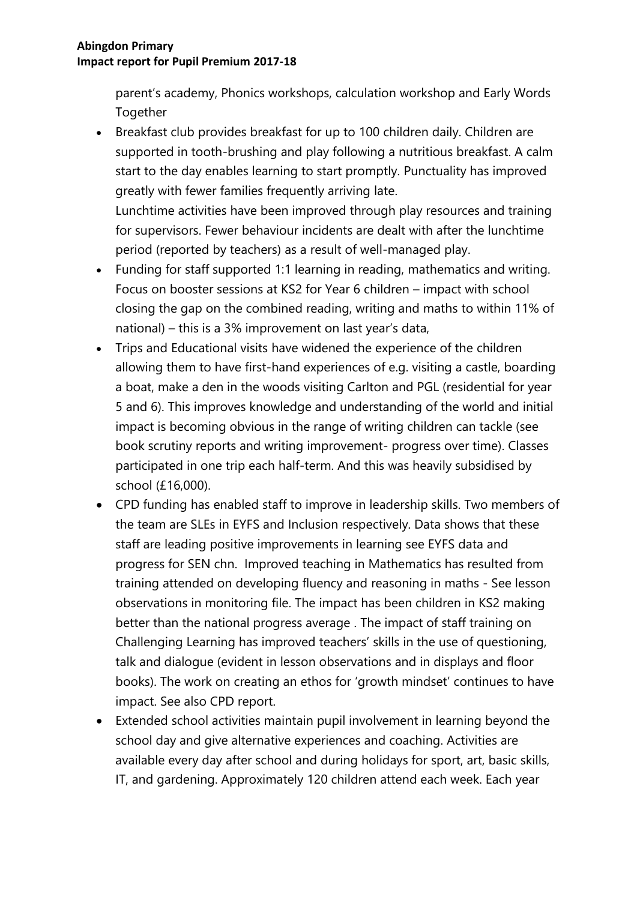parent's academy, Phonics workshops, calculation workshop and Early Words Together

- Breakfast club provides breakfast for up to 100 children daily. Children are supported in tooth-brushing and play following a nutritious breakfast. A calm start to the day enables learning to start promptly. Punctuality has improved greatly with fewer families frequently arriving late.
  Lunchtime activities have been improved through play resources and training for supervisors. Fewer behaviour incidents are dealt with after the lunchtime period (reported by teachers) as a result of well-managed play.
- Funding for staff supported 1:1 learning in reading, mathematics and writing. Focus on booster sessions at KS2 for Year 6 children – impact with school closing the gap on the combined reading, writing and maths to within 11% of national) – this is a 3% improvement on last year's data,
- Trips and Educational visits have widened the experience of the children allowing them to have first-hand experiences of e.g. visiting a castle, boarding a boat, make a den in the woods visiting Carlton and PGL (residential for year 5 and 6). This improves knowledge and understanding of the world and initial impact is becoming obvious in the range of writing children can tackle (see book scrutiny reports and writing improvement- progress over time). Classes participated in one trip each half-term. And this was heavily subsidised by school (£16,000).
- CPD funding has enabled staff to improve in leadership skills. Two members of the team are SLEs in EYFS and Inclusion respectively. Data shows that these staff are leading positive improvements in learning see EYFS data and progress for SEN chn. Improved teaching in Mathematics has resulted from training attended on developing fluency and reasoning in maths - See lesson observations in monitoring file. The impact has been children in KS2 making better than the national progress average . The impact of staff training on Challenging Learning has improved teachers' skills in the use of questioning, talk and dialogue (evident in lesson observations and in displays and floor books). The work on creating an ethos for 'growth mindset' continues to have impact. See also CPD report.
- Extended school activities maintain pupil involvement in learning beyond the school day and give alternative experiences and coaching. Activities are available every day after school and during holidays for sport, art, basic skills, IT, and gardening. Approximately 120 children attend each week. Each year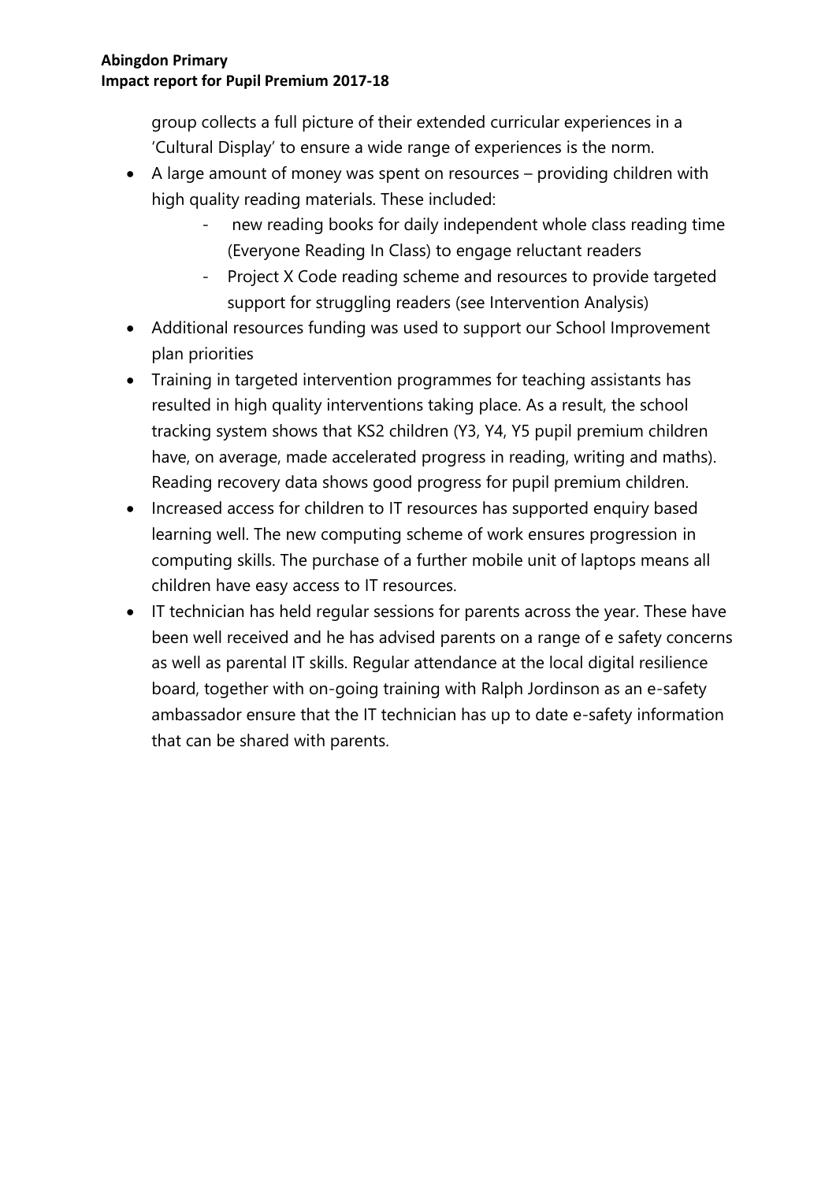group collects a full picture of their extended curricular experiences in a 'Cultural Display' to ensure a wide range of experiences is the norm.

- A large amount of money was spent on resources – providing children with high quality reading materials. These included:
  - new reading books for daily independent whole class reading time (Everyone Reading In Class) to engage reluctant readers
  - Project X Code reading scheme and resources to provide targeted support for struggling readers (see Intervention Analysis)
- Additional resources funding was used to support our School Improvement plan priorities
- Training in targeted intervention programmes for teaching assistants has resulted in high quality interventions taking place. As a result, the school tracking system shows that KS2 children (Y3, Y4, Y5 pupil premium children have, on average, made accelerated progress in reading, writing and maths). Reading recovery data shows good progress for pupil premium children.
- Increased access for children to IT resources has supported enquiry based learning well. The new computing scheme of work ensures progression in computing skills. The purchase of a further mobile unit of laptops means all children have easy access to IT resources.
- IT technician has held regular sessions for parents across the year. These have been well received and he has advised parents on a range of e safety concerns as well as parental IT skills. Regular attendance at the local digital resilience board, together with on-going training with Ralph Jordinson as an e-safety ambassador ensure that the IT technician has up to date e-safety information that can be shared with parents.